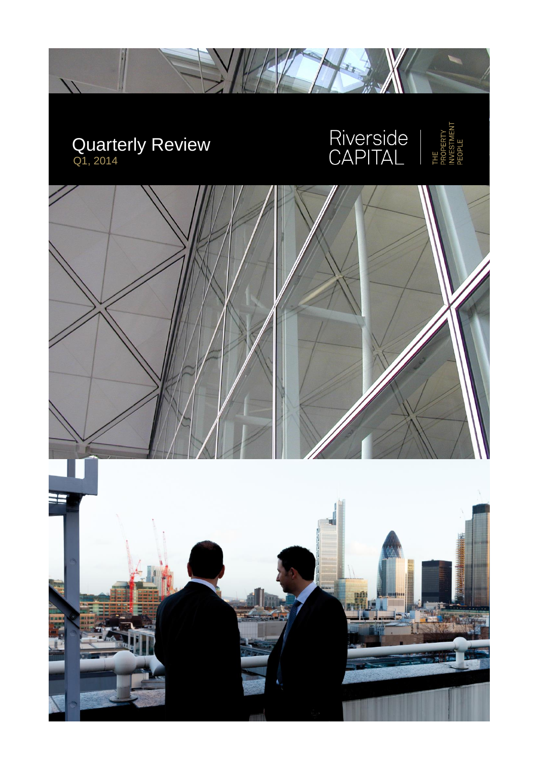# Quarterly Review

Q1, 2014

Riverside CAPITAL

THE PROPERTY INVESTMENT PEOPLE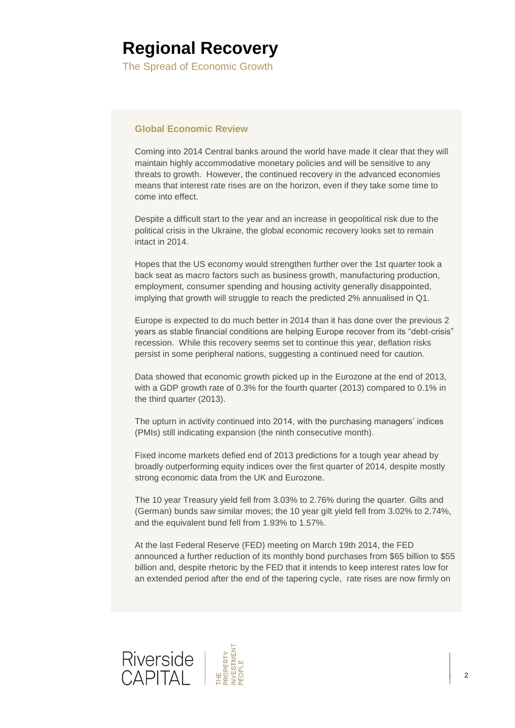# Regional Recovery

The Spread of Economic Growth

### Global Economic Review

Coming into 2014 Central banks around the world have made it clear that they will maintain highly accommodative monetary policies and will be sensitive to any threats to growth. However, the continued recovery in the advanced economies means that interest rate rises are on the horizon, even if they take some time to come into effect.

Despite a difficult start to the year and an increase in geopolitical risk due to the political crisis in the Ukraine, the global economic recovery looks set to remain intact in 2014.

Hopes that the US economy would strengthen further over the 1st quarter took a back seat as macro factors such as business growth, manufacturing production, employment, consumer spending and housing activity generally disappointed, implying that growth will struggle to reach the predicted 2% annualised in Q1.

Europe is expected to do much better in 2014 than it has done over the previous 2 years as stable financial conditions are helping Europe recover from its "debt-crisis" recession. While this recovery seems set to continue this year, deflation risks persist in some peripheral nations, suggesting a continued need for caution.

Data showed that economic growth picked up in the Eurozone at the end of 2013, with a GDP growth rate of 0.3% for the fourth quarter (2013) compared to 0.1% in the third quarter (2013).

The upturn in activity continued into 2014, with the purchasing managers' indices (PMIs) still indicating expansion (the ninth consecutive month).

Fixed income markets defied end of 2013 predictions for a tough year ahead by broadly outperforming equity indices over the first quarter of 2014, despite mostly strong economic data from the UK and Eurozone.

The 10 year Treasury yield fell from 3.03% to 2.76% during the quarter. Gilts and (German) bunds saw similar moves; the 10 year gilt yield fell from 3.02% to 2.74%, and the equivalent bund fell from 1.93% to 1.57%.

At the last Federal Reserve (FED) meeting on March 19th 2014, the FED announced a further reduction of its monthly bond purchases from $65 billion to $55 billion and, despite rhetoric by the FED that it intends to keep interest rates low for an extended period after the end of the tapering cycle, rate rises are now firmly on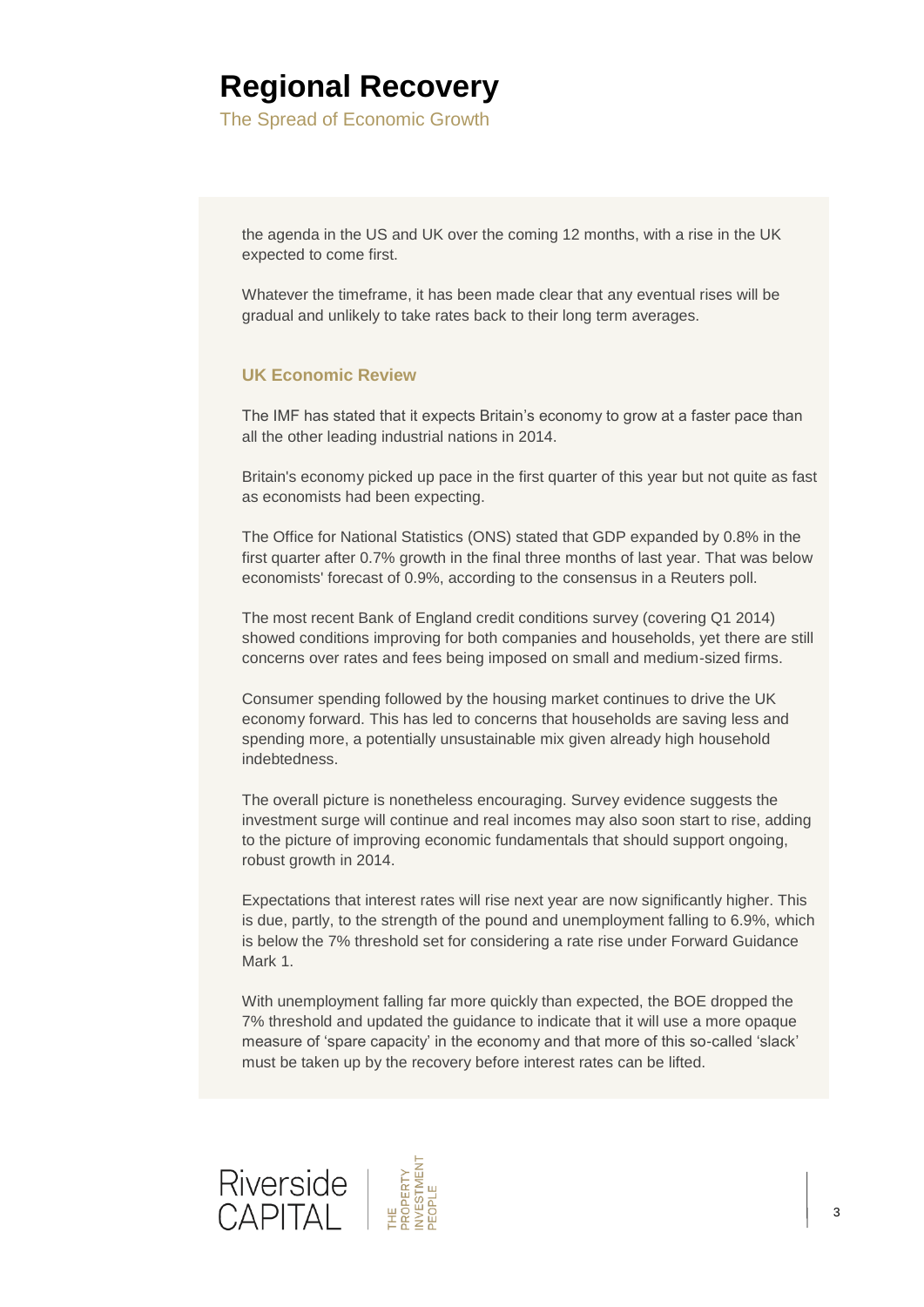# Regional Recovery

The Spread of Economic Growth

the agenda in the US and UK over the coming 12 months, with a rise in the UK expected to come first.

Whatever the timeframe, it has been made clear that any eventual rises will be gradual and unlikely to take rates back to their long term averages.

### UK Economic Review

The IMF has stated that it expects Britain's economy to grow at a faster pace than all the other leading industrial nations in 2014.

Britain's economy picked up pace in the first quarter of this year but not quite as fast as economists had been expecting.

The Office for National Statistics (ONS) stated that GDP expanded by 0.8% in the first quarter after 0.7% growth in the final three months of last year. That was below economists' forecast of 0.9%, according to the consensus in a Reuters poll.

The most recent Bank of England credit conditions survey (covering Q1 2014) showed conditions improving for both companies and households, yet there are still concerns over rates and fees being imposed on small and medium-sized firms.

Consumer spending followed by the housing market continues to drive the UK economy forward. This has led to concerns that households are saving less and spending more, a potentially unsustainable mix given already high household indebtedness.

The overall picture is nonetheless encouraging. Survey evidence suggests the investment surge will continue and real incomes may also soon start to rise, adding to the picture of improving economic fundamentals that should support ongoing, robust growth in 2014.

Expectations that interest rates will rise next year are now significantly higher. This is due, partly, to the strength of the pound and unemployment falling to 6.9%, which is below the 7% threshold set for considering a rate rise under Forward Guidance Mark 1.

With unemployment falling far more quickly than expected, the BOE dropped the 7% threshold and updated the guidance to indicate that it will use a more opaque measure of 'spare capacity' in the economy and that more of this so-called 'slack' must be taken up by the recovery before interest rates can be lifted.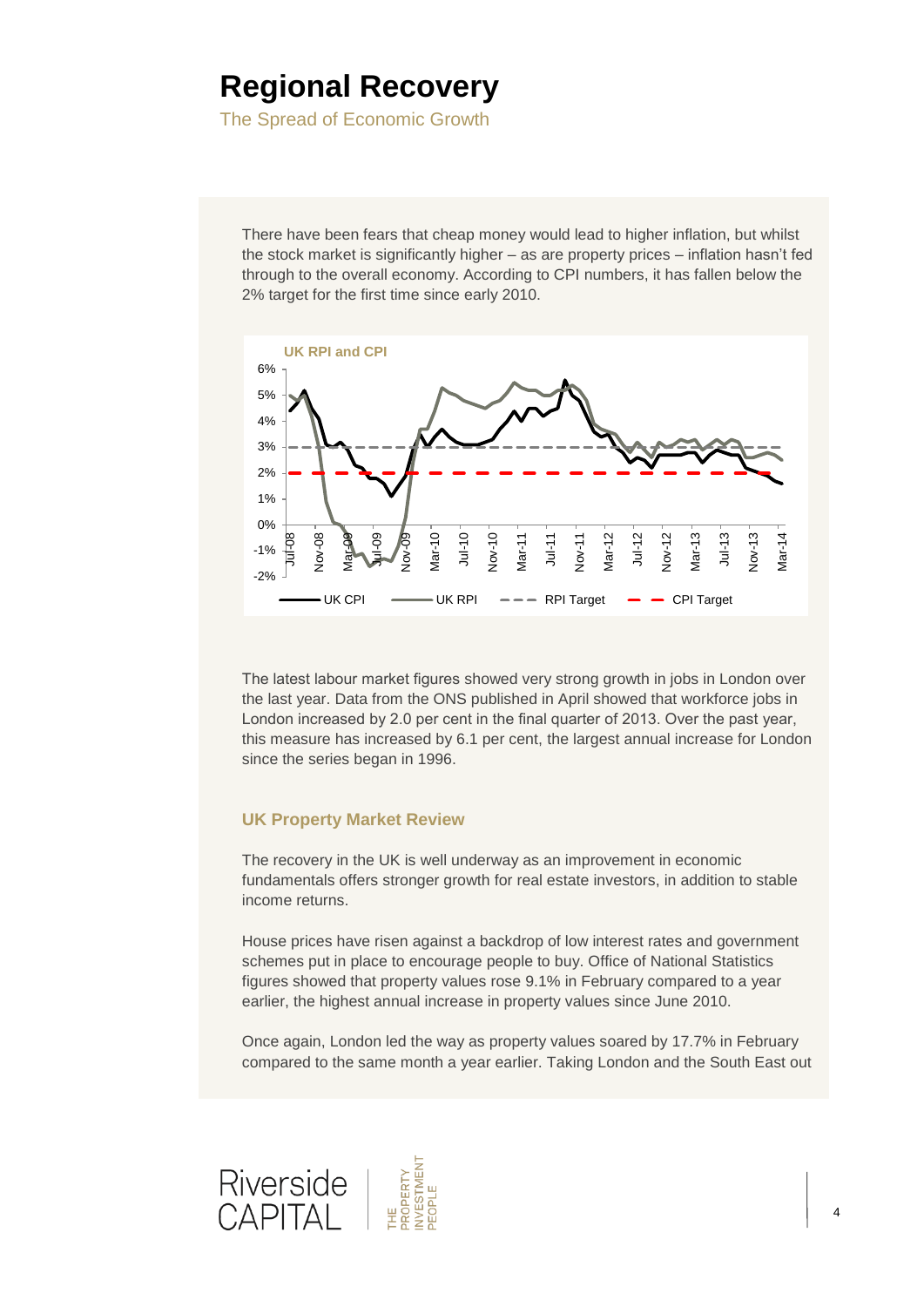# Regional Recovery

The Spread of Economic Growth

There have been fears that cheap money would lead to higher inflation, but whilst the stock market is significantly higher – as are property prices – inflation hasn't fed through to the overall economy. According to CPI numbers, it has fallen below the 2% target for the first time since early 2010.

The latest labour market figures showed very strong growth in jobs in London over the last year. Data from the ONS published in April showed that workforce jobs in London increased by 2.0 per cent in the final quarter of 2013. Over the past year, this measure has increased by 6.1 per cent, the largest annual increase for London since the series began in 1996.

### UK Property Market Review

The recovery in the UK is well underway as an improvement in economic fundamentals offers stronger growth for real estate investors, in addition to stable income returns.

House prices have risen against a backdrop of low interest rates and government schemes put in place to encourage people to buy. Office of National Statistics figures showed that property values rose 9.1% in February compared to a year earlier, the highest annual increase in property values since June 2010.

Once again, London led the way as property values soared by 17.7% in February compared to the same month a year earlier. Taking London and the South East out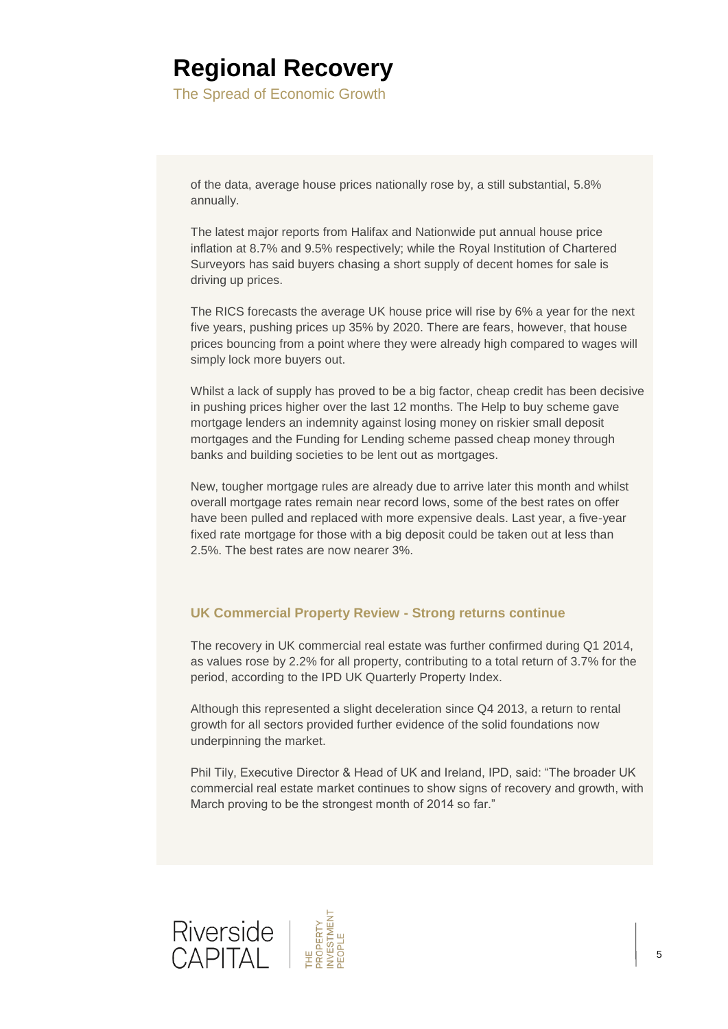of the data, average house prices nationally rose by, a still substantial, 5.8% annually.

The latest major reports from Halifax and Nationwide put annual house price inflation at 8.7% and 9.5% respectively; while the Royal Institution of Chartered Surveyors has said buyers chasing a short supply of decent homes for sale is driving up prices.

The RICS forecasts the average UK house price will rise by 6% a year for the next five years, pushing prices up 35% by 2020. There are fears, however, that house prices bouncing from a point where they were already high compared to wages will simply lock more buyers out.

Whilst a lack of supply has proved to be a big factor, cheap credit has been decisive in pushing prices higher over the last 12 months. The Help to buy scheme gave mortgage lenders an indemnity against losing money on riskier small deposit mortgages and the Funding for Lending scheme passed cheap money through banks and building societies to be lent out as mortgages.

New, tougher mortgage rules are already due to arrive later this month and whilst overall mortgage rates remain near record lows, some of the best rates on offer have been pulled and replaced with more expensive deals. Last year, a five-year fixed rate mortgage for those with a big deposit could be taken out at less than 2.5%. The best rates are now nearer 3%.

### UK Commercial Property Review - Strong returns continue

The recovery in UK commercial real estate was further confirmed during Q1 2014, as values rose by 2.2% for all property, contributing to a total return of 3.7% for the period, according to the IPD UK Quarterly Property Index.

Although this represented a slight deceleration since Q4 2013, a return to rental growth for all sectors provided further evidence of the solid foundations now underpinning the market.

Phil Tily, Executive Director & Head of UK and Ireland, IPD, said: "The broader UK commercial real estate market continues to show signs of recovery and growth, with March proving to be the strongest month of 2014 so far."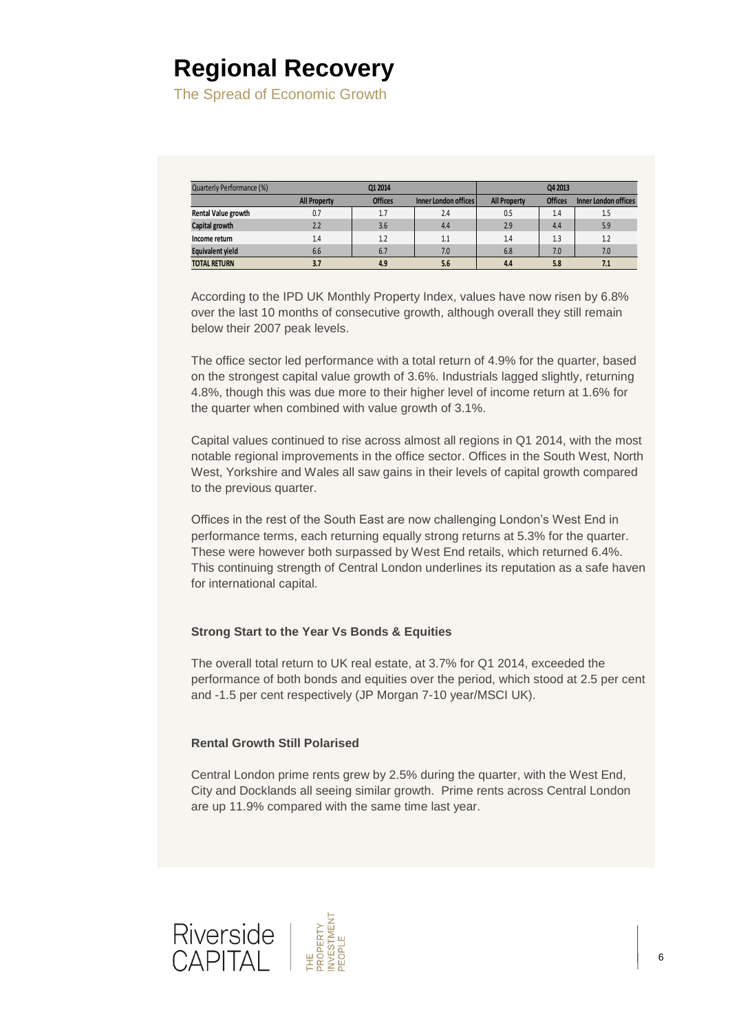# Regional Recovery

The Spread of Economic Growth

| Quarterly Performance (%) | Q1 2014 | | | Q4 2013 | | |
|---|---|---|---|---|---|---|
| | All Property | Offices | Inner London offices | All Property | Offices | Inner London offices |
| **Rental Value growth** | 0.7 | 1.7 | 2.4 | 0.5 | 1.4 | 1.5 |
| **Capital growth** | 2.2 | 3.6 | 4.4 | 2.9 | 4.4 | 5.9 |
| **Income return** | 1.4 | 1.2 | 1.1 | 1.4 | 1.3 | 1.2 |
| **Equivalent yield** | 6.6 | 6.7 | 7.0 | 6.8 | 7.0 | 7.0 |
| **TOTAL RETURN** | **3.7** | **4.9** | **5.6** | **4.4** | **5.8** | **7.1** |

According to the IPD UK Monthly Property Index, values have now risen by 6.8% over the last 10 months of consecutive growth, although overall they still remain below their 2007 peak levels.

The office sector led performance with a total return of 4.9% for the quarter, based on the strongest capital value growth of 3.6%. Industrials lagged slightly, returning 4.8%, though this was due more to their higher level of income return at 1.6% for the quarter when combined with value growth of 3.1%.

Capital values continued to rise across almost all regions in Q1 2014, with the most notable regional improvements in the office sector. Offices in the South West, North West, Yorkshire and Wales all saw gains in their levels of capital growth compared to the previous quarter.

Offices in the rest of the South East are now challenging London's West End in performance terms, each returning equally strong returns at 5.3% for the quarter. These were however both surpassed by West End retails, which returned 6.4%. This continuing strength of Central London underlines its reputation as a safe haven for international capital.

### Strong Start to the Year Vs Bonds & Equities

The overall total return to UK real estate, at 3.7% for Q1 2014, exceeded the performance of both bonds and equities over the period, which stood at 2.5 per cent and -1.5 per cent respectively (JP Morgan 7-10 year/MSCI UK).

### Rental Growth Still Polarised

Central London prime rents grew by 2.5% during the quarter, with the West End, City and Docklands all seeing similar growth. Prime rents across Central London are up 11.9% compared with the same time last year.

Riverside CAPITAL | THE PROPERTY INVESTMENT PEOPLE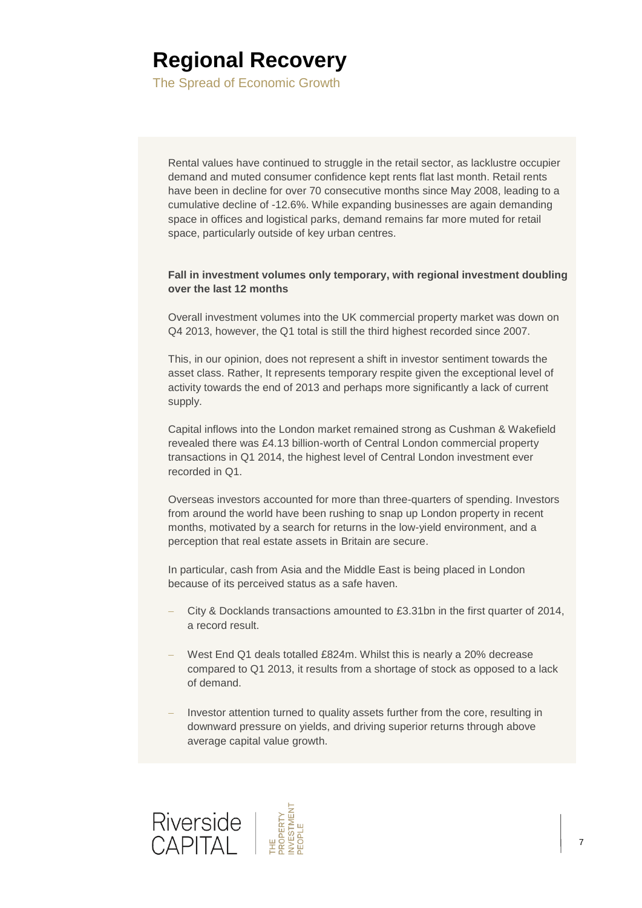# Regional Recovery

The Spread of Economic Growth

Rental values have continued to struggle in the retail sector, as lacklustre occupier demand and muted consumer confidence kept rents flat last month. Retail rents have been in decline for over 70 consecutive months since May 2008, leading to a cumulative decline of -12.6%. While expanding businesses are again demanding space in offices and logistical parks, demand remains far more muted for retail space, particularly outside of key urban centres.

**Fall in investment volumes only temporary, with regional investment doubling over the last 12 months**

Overall investment volumes into the UK commercial property market was down on Q4 2013, however, the Q1 total is still the third highest recorded since 2007.

This, in our opinion, does not represent a shift in investor sentiment towards the asset class. Rather, It represents temporary respite given the exceptional level of activity towards the end of 2013 and perhaps more significantly a lack of current supply.

Capital inflows into the London market remained strong as Cushman & Wakefield revealed there was £4.13 billion-worth of Central London commercial property transactions in Q1 2014, the highest level of Central London investment ever recorded in Q1.

Overseas investors accounted for more than three-quarters of spending. Investors from around the world have been rushing to snap up London property in recent months, motivated by a search for returns in the low-yield environment, and a perception that real estate assets in Britain are secure.

In particular, cash from Asia and the Middle East is being placed in London because of its perceived status as a safe haven.

- City & Docklands transactions amounted to £3.31bn in the first quarter of 2014, a record result.
- West End Q1 deals totalled £824m. Whilst this is nearly a 20% decrease compared to Q1 2013, it results from a shortage of stock as opposed to a lack of demand.
- Investor attention turned to quality assets further from the core, resulting in downward pressure on yields, and driving superior returns through above average capital value growth.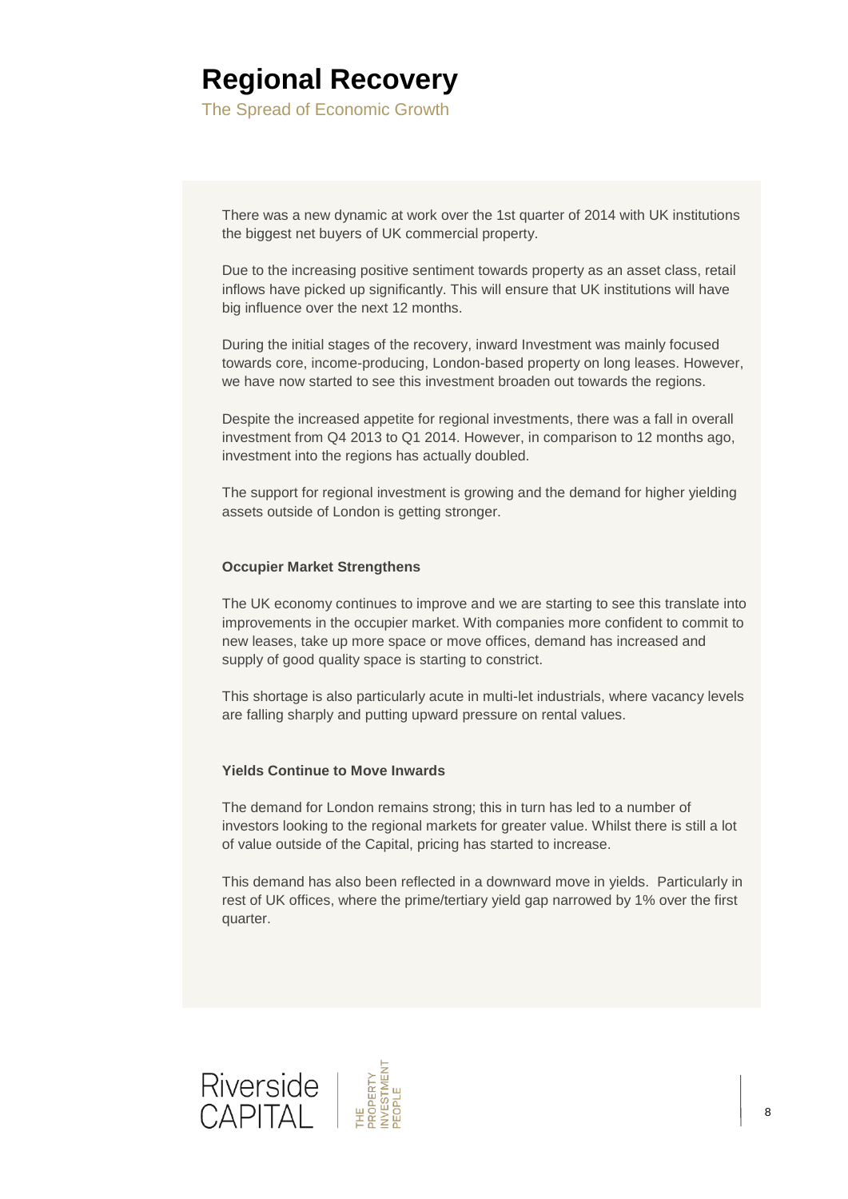# Regional Recovery

## The Spread of Economic Growth

There was a new dynamic at work over the 1st quarter of 2014 with UK institutions the biggest net buyers of UK commercial property.

Due to the increasing positive sentiment towards property as an asset class, retail inflows have picked up significantly. This will ensure that UK institutions will have big influence over the next 12 months.

During the initial stages of the recovery, inward Investment was mainly focused towards core, income-producing, London-based property on long leases. However, we have now started to see this investment broaden out towards the regions.

Despite the increased appetite for regional investments, there was a fall in overall investment from Q4 2013 to Q1 2014. However, in comparison to 12 months ago, investment into the regions has actually doubled.

The support for regional investment is growing and the demand for higher yielding assets outside of London is getting stronger.

### Occupier Market Strengthens

The UK economy continues to improve and we are starting to see this translate into improvements in the occupier market. With companies more confident to commit to new leases, take up more space or move offices, demand has increased and supply of good quality space is starting to constrict.

This shortage is also particularly acute in multi-let industrials, where vacancy levels are falling sharply and putting upward pressure on rental values.

### Yields Continue to Move Inwards

The demand for London remains strong; this in turn has led to a number of investors looking to the regional markets for greater value. Whilst there is still a lot of value outside of the Capital, pricing has started to increase.

This demand has also been reflected in a downward move in yields. Particularly in rest of UK offices, where the prime/tertiary yield gap narrowed by 1% over the first quarter.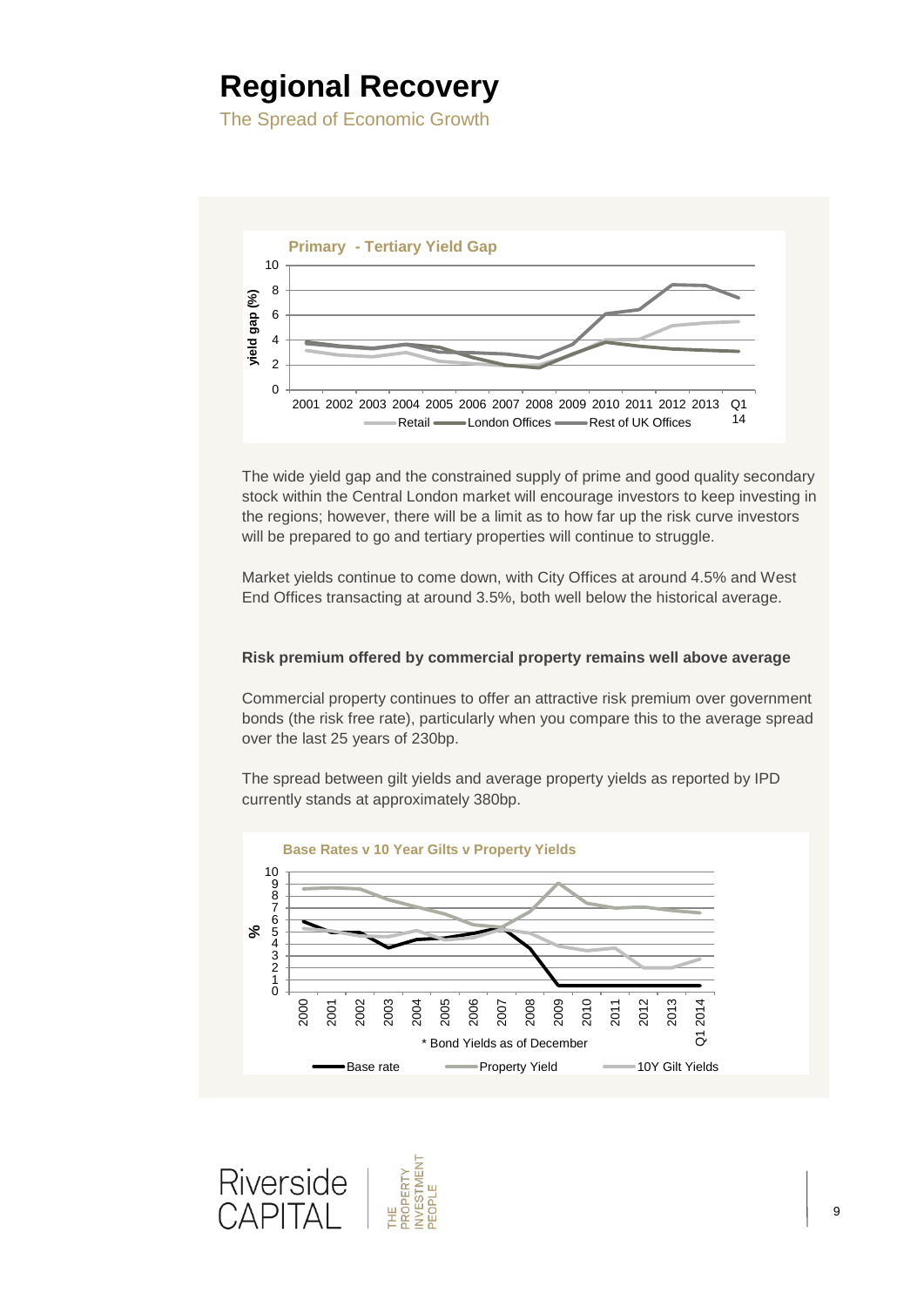# Regional Recovery

The Spread of Economic Growth

**Primary - Tertiary Yield Gap**

The wide yield gap and the constrained supply of prime and good quality secondary stock within the Central London market will encourage investors to keep investing in the regions; however, there will be a limit as to how far up the risk curve investors will be prepared to go and tertiary properties will continue to struggle.

Market yields continue to come down, with City Offices at around 4.5% and West End Offices transacting at around 3.5%, both well below the historical average.

**Risk premium offered by commercial property remains well above average**

Commercial property continues to offer an attractive risk premium over government bonds (the risk free rate), particularly when you compare this to the average spread over the last 25 years of 230bp.

The spread between gilt yields and average property yields as reported by IPD currently stands at approximately 380bp.

**Base Rates v 10 Year Gilts v Property Yields**

\* Bond Yields as of December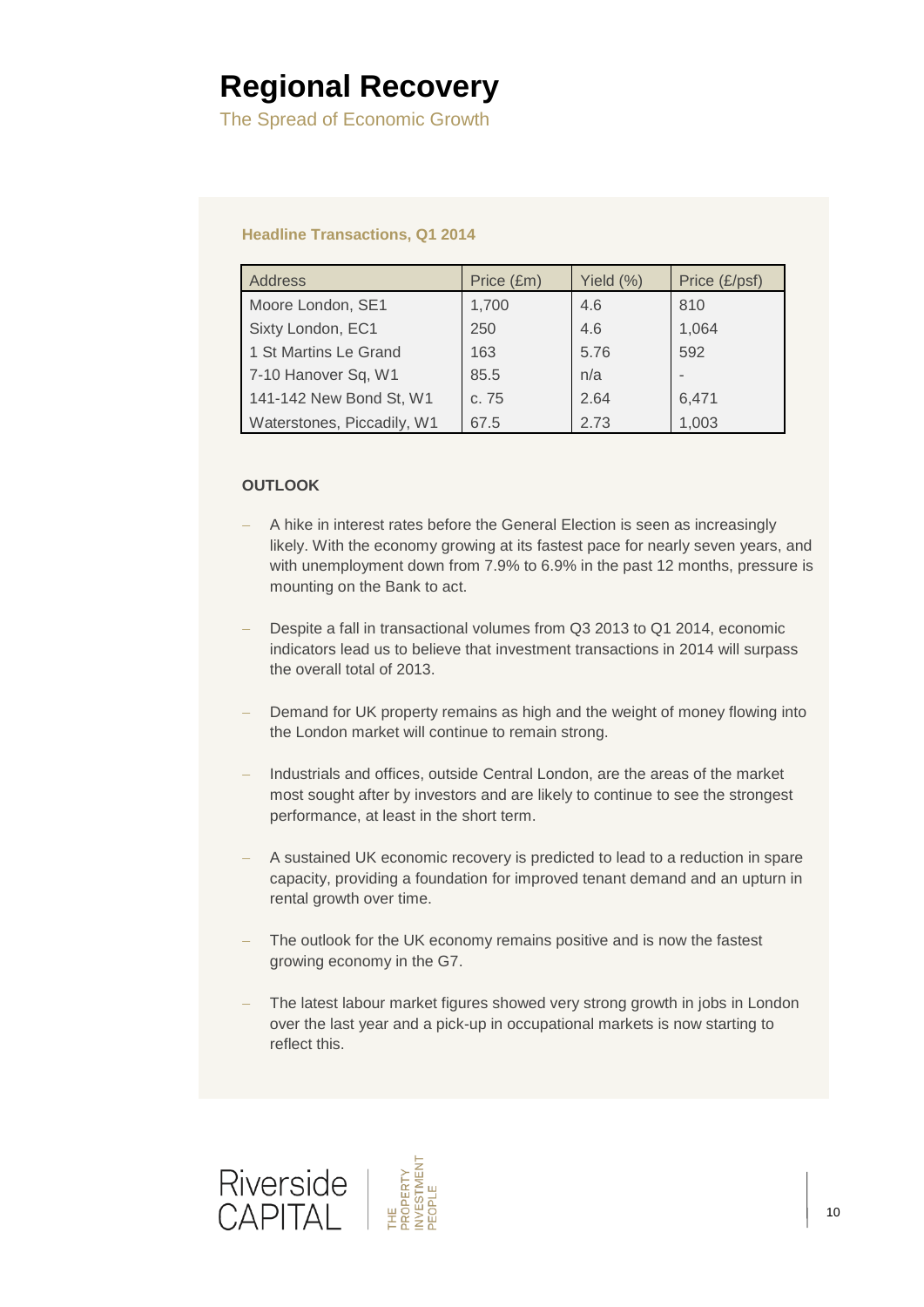# Regional Recovery

The Spread of Economic Growth

**Headline Transactions, Q1 2014**

| Address | Price (£m) | Yield (%) | Price (£/psf) |
|---|---|---|---|
| Moore London, SE1 | 1,700 | 4.6 | 810 |
| Sixty London, EC1 | 250 | 4.6 | 1,064 |
| 1 St Martins Le Grand | 163 | 5.76 | 592 |
| 7-10 Hanover Sq, W1 | 85.5 | n/a | - |
| 141-142 New Bond St, W1 | c. 75 | 2.64 | 6,471 |
| Waterstones, Piccadily, W1 | 67.5 | 2.73 | 1,003 |

**OUTLOOK**

- A hike in interest rates before the General Election is seen as increasingly likely. With the economy growing at its fastest pace for nearly seven years, and with unemployment down from 7.9% to 6.9% in the past 12 months, pressure is mounting on the Bank to act.
- Despite a fall in transactional volumes from Q3 2013 to Q1 2014, economic indicators lead us to believe that investment transactions in 2014 will surpass the overall total of 2013.
- Demand for UK property remains as high and the weight of money flowing into the London market will continue to remain strong.
- Industrials and offices, outside Central London, are the areas of the market most sought after by investors and are likely to continue to see the strongest performance, at least in the short term.
- A sustained UK economic recovery is predicted to lead to a reduction in spare capacity, providing a foundation for improved tenant demand and an upturn in rental growth over time.
- The outlook for the UK economy remains positive and is now the fastest growing economy in the G7.
- The latest labour market figures showed very strong growth in jobs in London over the last year and a pick-up in occupational markets is now starting to reflect this.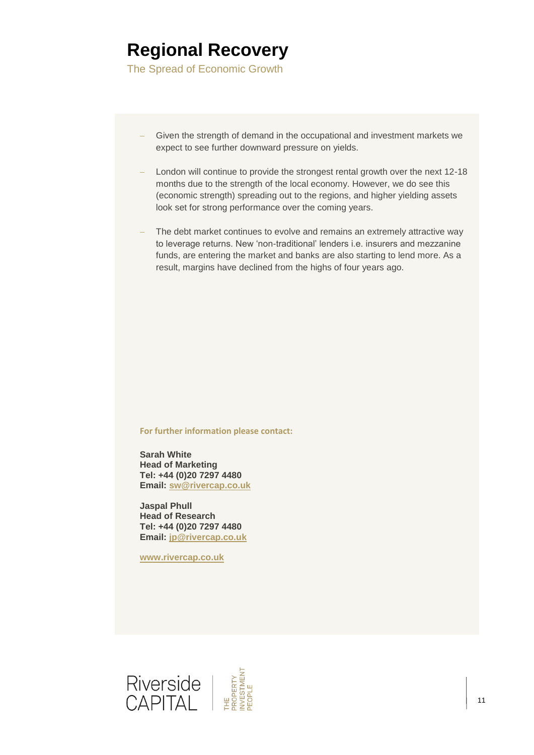# Regional Recovery

The Spread of Economic Growth

- Given the strength of demand in the occupational and investment markets we expect to see further downward pressure on yields.
- London will continue to provide the strongest rental growth over the next 12-18 months due to the strength of the local economy. However, we do see this (economic strength) spreading out to the regions, and higher yielding assets look set for strong performance over the coming years.
- The debt market continues to evolve and remains an extremely attractive way to leverage returns. New 'non-traditional' lenders i.e. insurers and mezzanine funds, are entering the market and banks are also starting to lend more. As a result, margins have declined from the highs of four years ago.

**For further information please contact:**

**Sarah White**
**Head of Marketing**
**Tel: +44 (0)20 7297 4480**
**Email: sw@rivercap.co.uk**

**Jaspal Phull**
**Head of Research**
**Tel: +44 (0)20 7297 4480**
**Email: jp@rivercap.co.uk**

**www.rivercap.co.uk**

Riverside CAPITAL

THE PROPERTY INVESTMENT PEOPLE